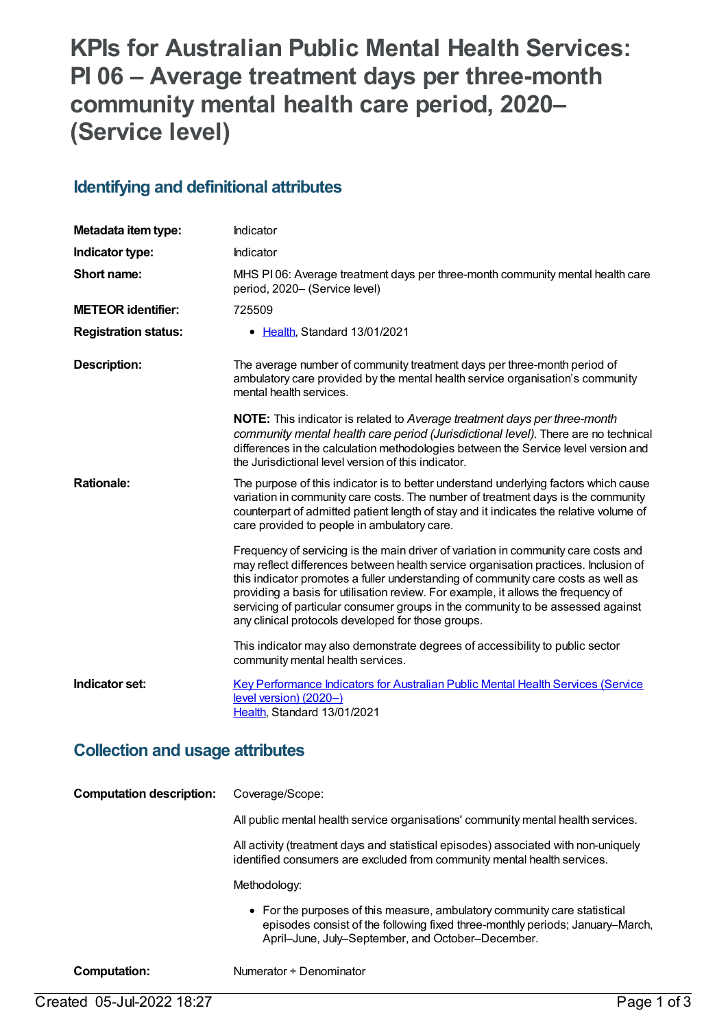# KPIs for Australian Public Mental Health Services: PI 06 – Average treatment days per three-month community mental health care period, 2020– (Service level)

## Identifying and definitional attributes

| | |
|---|---|
| **Metadata item type:** | Indicator |
| **Indicator type:** | Indicator |
| **Short name:** | MHS PI 06: Average treatment days per three-month community mental health care period, 2020– (Service level) |
| **METEOR identifier:** | 725509 |
| **Registration status:** | • Health, Standard 13/01/2021 |
| **Description:** | The average number of community treatment days per three-month period of ambulatory care provided by the mental health service organisation's community mental health services.<br><br>**NOTE:** This indicator is related to *Average treatment days per three-month community mental health care period (Jurisdictional level).* There are no technical differences in the calculation methodologies between the Service level version and the Jurisdictional level version of this indicator. |
| **Rationale:** | The purpose of this indicator is to better understand underlying factors which cause variation in community care costs. The number of treatment days is the community counterpart of admitted patient length of stay and it indicates the relative volume of care provided to people in ambulatory care.<br><br>Frequency of servicing is the main driver of variation in community care costs and may reflect differences between health service organisation practices. Inclusion of this indicator promotes a fuller understanding of community care costs as well as providing a basis for utilisation review. For example, it allows the frequency of servicing of particular consumer groups in the community to be assessed against any clinical protocols developed for those groups.<br><br>This indicator may also demonstrate degrees of accessibility to public sector community mental health services. |
| **Indicator set:** | Key Performance Indicators for Australian Public Mental Health Services (Service level version) (2020–)<br>Health, Standard 13/01/2021 |

## Collection and usage attributes

| | |
|---|---|
| **Computation description:** | Coverage/Scope:<br><br>All public mental health service organisations' community mental health services.<br><br>All activity (treatment days and statistical episodes) associated with non-uniquely identified consumers are excluded from community mental health services.<br><br>Methodology:<br><br>• For the purposes of this measure, ambulatory community care statistical episodes consist of the following fixed three-monthly periods; January–March, April–June, July–September, and October–December. |
| **Computation:** | Numerator ÷ Denominator |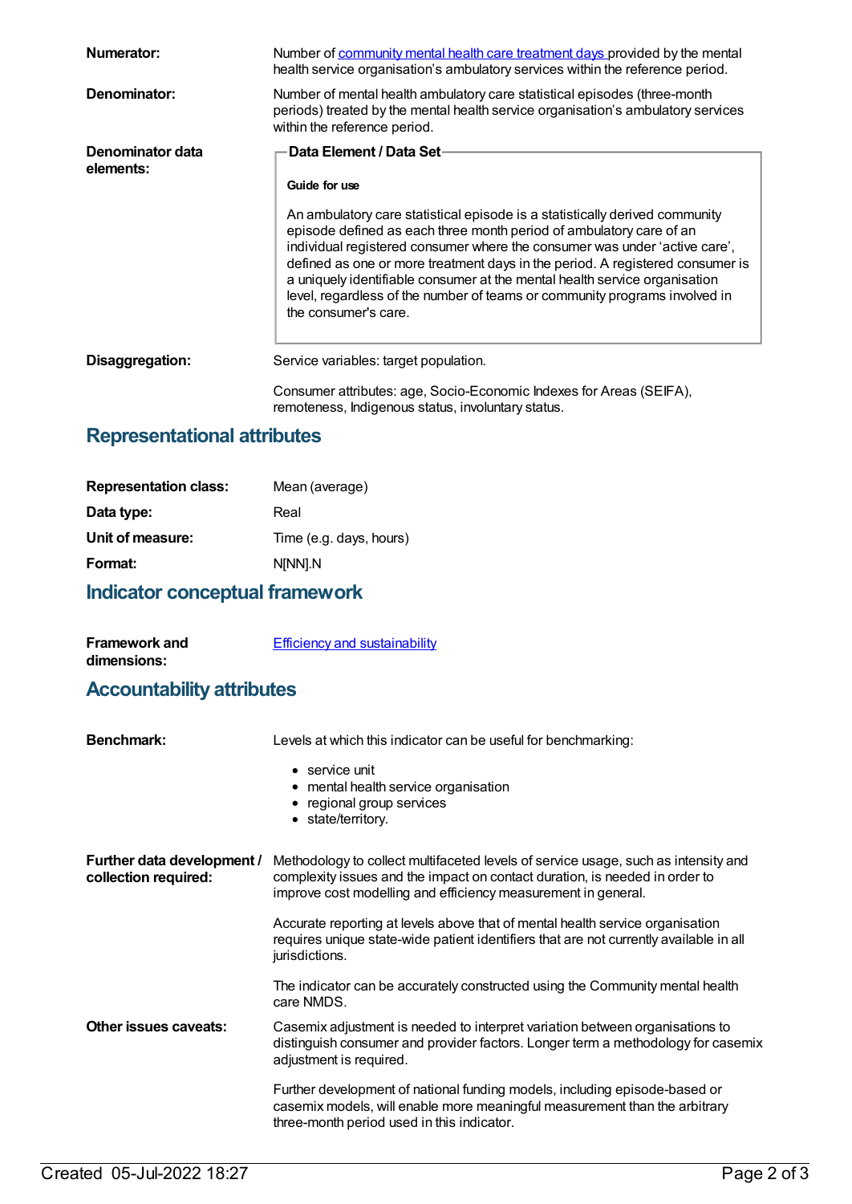**Numerator:** Number of [community mental health care treatment days](#) provided by the mental health service organisation's ambulatory services within the reference period.

**Denominator:** Number of mental health ambulatory care statistical episodes (three-month periods) treated by the mental health service organisation's ambulatory services within the reference period.

**Denominator data elements:**

**Data Element / Data Set**

**Guide for use**

An ambulatory care statistical episode is a statistically derived community episode defined as each three month period of ambulatory care of an individual registered consumer where the consumer was under 'active care', defined as one or more treatment days in the period. A registered consumer is a uniquely identifiable consumer at the mental health service organisation level, regardless of the number of teams or community programs involved in the consumer's care.

**Disaggregation:** Service variables: target population.

Consumer attributes: age, Socio-Economic Indexes for Areas (SEIFA), remoteness, Indigenous status, involuntary status.

## Representational attributes

**Representation class:** Mean (average)

**Data type:** Real

**Unit of measure:** Time (e.g. days, hours)

**Format:** N[NN].N

## Indicator conceptual framework

**Framework and dimensions:** [Efficiency and sustainability](#)

## Accountability attributes

**Benchmark:** Levels at which this indicator can be useful for benchmarking:

- service unit
- mental health service organisation
- regional group services
- state/territory.

**Further data development / collection required:** Methodology to collect multifaceted levels of service usage, such as intensity and complexity issues and the impact on contact duration, is needed in order to improve cost modelling and efficiency measurement in general.

Accurate reporting at levels above that of mental health service organisation requires unique state-wide patient identifiers that are not currently available in all jurisdictions.

The indicator can be accurately constructed using the Community mental health care NMDS.

**Other issues caveats:** Casemix adjustment is needed to interpret variation between organisations to distinguish consumer and provider factors. Longer term a methodology for casemix adjustment is required.

Further development of national funding models, including episode-based or casemix models, will enable more meaningful measurement than the arbitrary three-month period used in this indicator.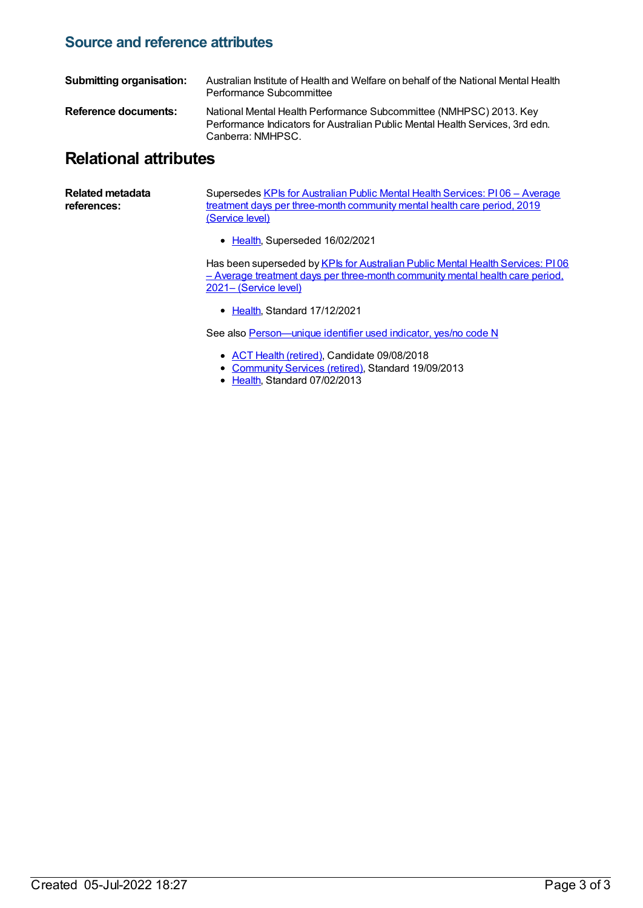## Source and reference attributes

**Submitting organisation:** Australian Institute of Health and Welfare on behalf of the National Mental Health Performance Subcommittee

**Reference documents:** National Mental Health Performance Subcommittee (NMHPSC) 2013. Key Performance Indicators for Australian Public Mental Health Services, 3rd edn. Canberra: NMHPSC.

# Relational attributes

**Related metadata references:**

Supersedes KPIs for Australian Public Mental Health Services: PI 06 – Average treatment days per three-month community mental health care period, 2019 (Service level)

- Health, Superseded 16/02/2021

Has been superseded by KPIs for Australian Public Mental Health Services: PI 06 – Average treatment days per three-month community mental health care period, 2021– (Service level)

- Health, Standard 17/12/2021

See also Person—unique identifier used indicator, yes/no code N

- ACT Health (retired), Candidate 09/08/2018
- Community Services (retired), Standard 19/09/2013
- Health, Standard 07/02/2013